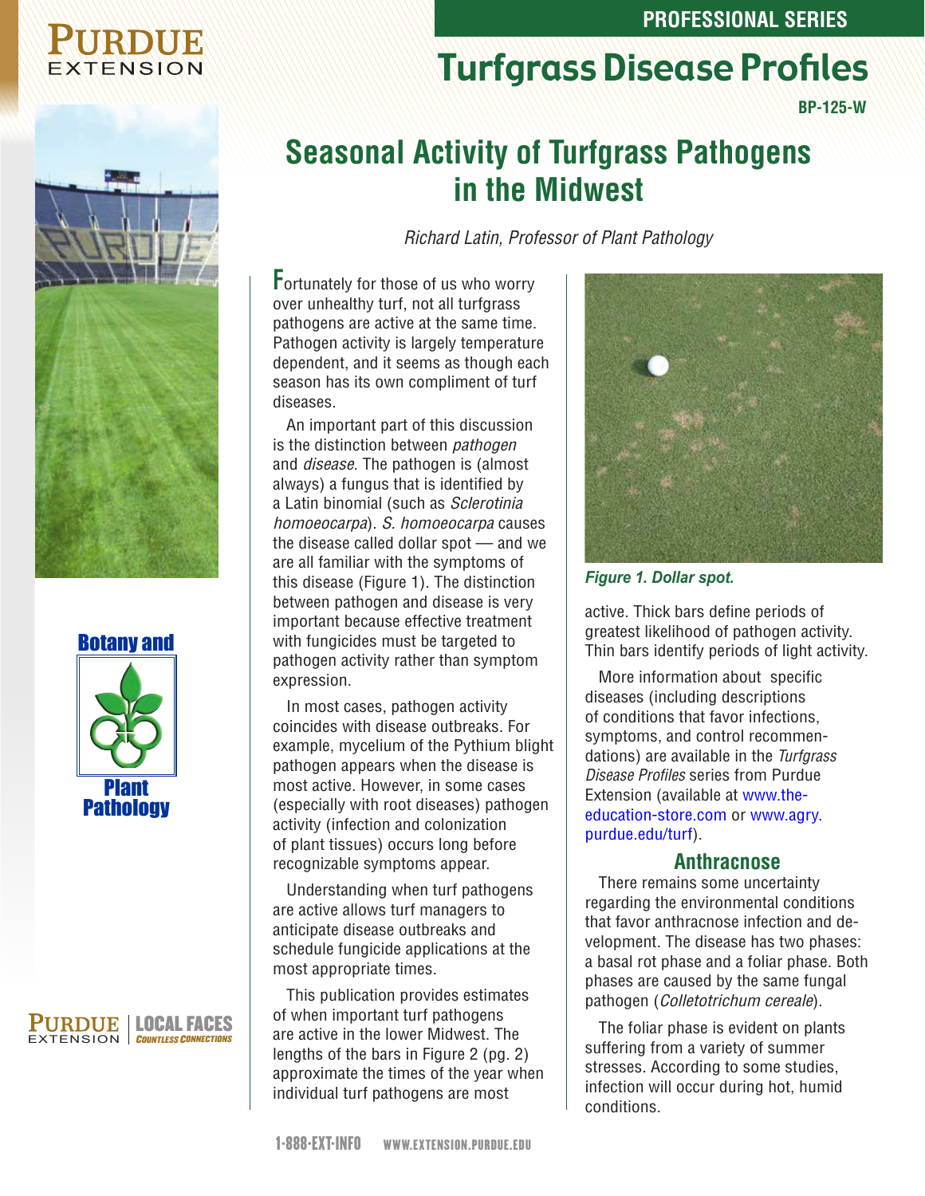PURDUE EXTENSION

PROFESSIONAL SERIES

# Turfgrass Disease Profiles

BP-125-W

## Seasonal Activity of Turfgrass Pathogens in the Midwest

*Richard Latin, Professor of Plant Pathology*

Fortunately for those of us who worry over unhealthy turf, not all turfgrass pathogens are active at the same time. Pathogen activity is largely temperature dependent, and it seems as though each season has its own compliment of turf diseases.

An important part of this discussion is the distinction between *pathogen* and *disease*. The pathogen is (almost always) a fungus that is identified by a Latin binomial (such as *Sclerotinia homoeocarpa*). *S. homoeocarpa* causes the disease called dollar spot — and we are all familiar with the symptoms of this disease (Figure 1). The distinction between pathogen and disease is very important because effective treatment with fungicides must be targeted to pathogen activity rather than symptom expression.

In most cases, pathogen activity coincides with disease outbreaks. For example, mycelium of the Pythium blight pathogen appears when the disease is most active. However, in some cases (especially with root diseases) pathogen activity (infection and colonization of plant tissues) occurs long before recognizable symptoms appear.

Understanding when turf pathogens are active allows turf managers to anticipate disease outbreaks and schedule fungicide applications at the most appropriate times.

This publication provides estimates of when important turf pathogens are active in the lower Midwest. The lengths of the bars in Figure 2 (pg. 2) approximate the times of the year when individual turf pathogens are most active. Thick bars define periods of greatest likelihood of pathogen activity. Thin bars identify periods of light activity.

*Figure 1. Dollar spot.*

More information about specific diseases (including descriptions of conditions that favor infections, symptoms, and control recommendations) are available in the *Turfgrass Disease Profiles* series from Purdue Extension (available at www.the-education-store.com or www.agry.purdue.edu/turf).

### Anthracnose

There remains some uncertainty regarding the environmental conditions that favor anthracnose infection and development. The disease has two phases: a basal rot phase and a foliar phase. Both phases are caused by the same fungal pathogen (*Colletotrichum cereale*).

The foliar phase is evident on plants suffering from a variety of summer stresses. According to some studies, infection will occur during hot, humid conditions.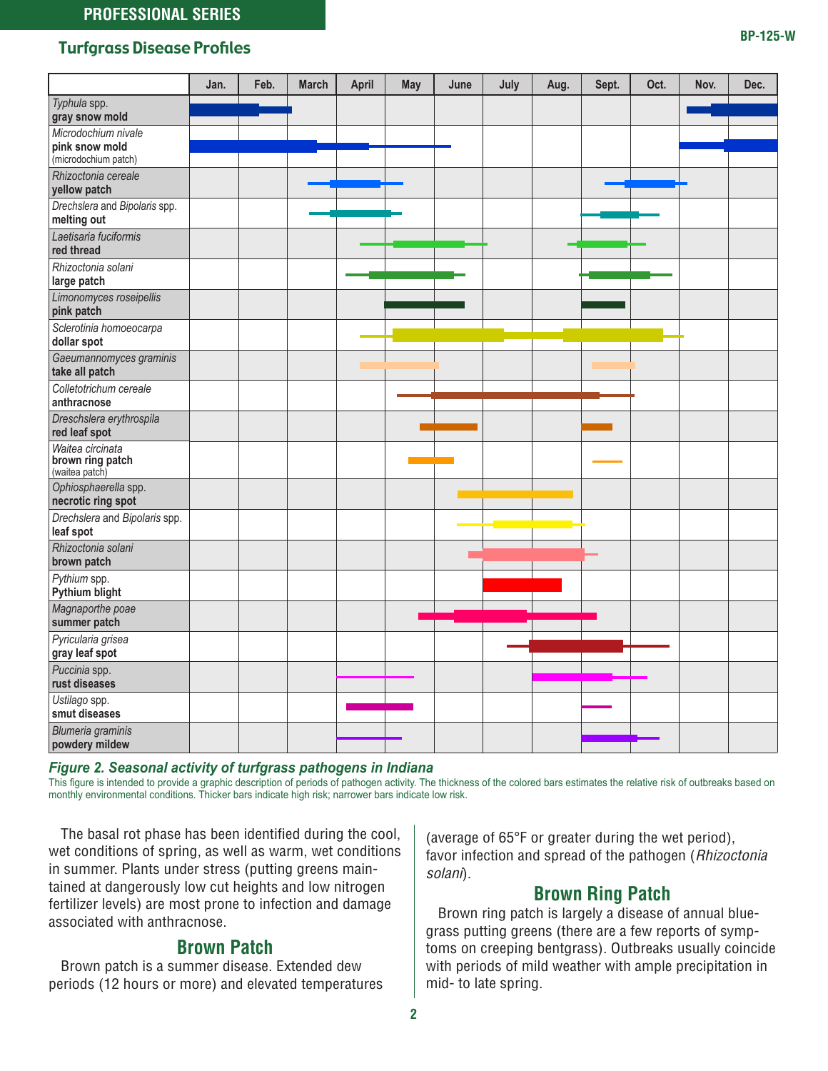| Pathogen / Disease | Jan. | Feb. | March | April | May | June | July | Aug. | Sept. | Oct. | Nov. | Dec. |
|---|---|---|---|---|---|---|---|---|---|---|---|---|
| *Typhula* spp. **gray snow mold** | | | | | | | | | | | | |
| *Microdochium nivale* **pink snow mold** (microdochium patch) | | | | | | | | | | | | |
| *Rhizoctonia cereale* **yellow patch** | | | | | | | | | | | | |
| *Drechslera* and *Bipolaris* spp. **melting out** | | | | | | | | | | | | |
| *Laetisaria fuciformis* **red thread** | | | | | | | | | | | | |
| *Rhizoctonia solani* **large patch** | | | | | | | | | | | | |
| *Limonomyces roseipellis* **pink patch** | | | | | | | | | | | | |
| *Sclerotinia homoeocarpa* **dollar spot** | | | | | | | | | | | | |
| *Gaeumannomyces graminis* **take all patch** | | | | | | | | | | | | |
| *Colletotrichum cereale* **anthracnose** | | | | | | | | | | | | |
| *Dreschslera erythrospila* **red leaf spot** | | | | | | | | | | | | |
| *Waitea circinata* **brown ring patch** (waitea patch) | | | | | | | | | | | | |
| *Ophiosphaerella* spp. **necrotic ring spot** | | | | | | | | | | | | |
| *Drechslera* and *Bipolaris* spp. **leaf spot** | | | | | | | | | | | | |
| *Rhizoctonia solani* **brown patch** | | | | | | | | | | | | |
| *Pythium* spp. **Pythium blight** | | | | | | | | | | | | |
| *Magnaporthe poae* **summer patch** | | | | | | | | | | | | |
| *Pyricularia grisea* **gray leaf spot** | | | | | | | | | | | | |
| *Puccinia* spp. **rust diseases** | | | | | | | | | | | | |
| *Ustilago* spp. **smut diseases** | | | | | | | | | | | | |
| *Blumeria graminis* **powdery mildew** | | | | | | | | | | | | |

***Figure 2. Seasonal activity of turfgrass pathogens in Indiana***

This figure is intended to provide a graphic description of periods of pathogen activity. The thickness of the colored bars estimates the relative risk of outbreaks based on monthly environmental conditions. Thicker bars indicate high risk; narrower bars indicate low risk.

The basal rot phase has been identified during the cool, wet conditions of spring, as well as warm, wet conditions in summer. Plants under stress (putting greens maintained at dangerously low cut heights and low nitrogen fertilizer levels) are most prone to infection and damage associated with anthracnose.

## Brown Patch

Brown patch is a summer disease. Extended dew periods (12 hours or more) and elevated temperatures (average of 65°F or greater during the wet period), favor infection and spread of the pathogen (*Rhizoctonia solani*).

## Brown Ring Patch

Brown ring patch is largely a disease of annual bluegrass putting greens (there are a few reports of symptoms on creeping bentgrass). Outbreaks usually coincide with periods of mild weather with ample precipitation in mid- to late spring.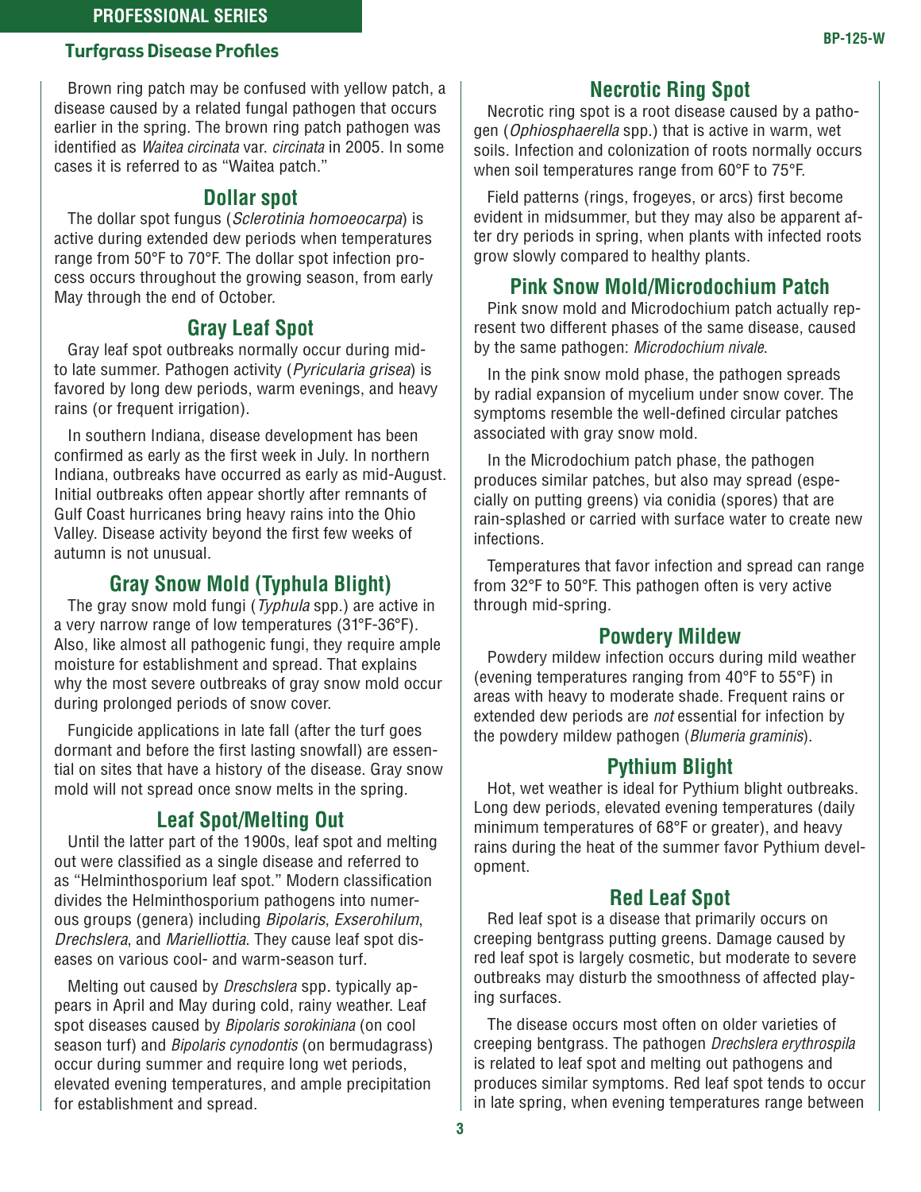Brown ring patch may be confused with yellow patch, a disease caused by a related fungal pathogen that occurs earlier in the spring. The brown ring patch pathogen was identified as *Waitea circinata* var. *circinata* in 2005. In some cases it is referred to as "Waitea patch."

## Dollar spot

The dollar spot fungus (*Sclerotinia homoeocarpa*) is active during extended dew periods when temperatures range from 50°F to 70°F. The dollar spot infection process occurs throughout the growing season, from early May through the end of October.

## Gray Leaf Spot

Gray leaf spot outbreaks normally occur during mid- to late summer. Pathogen activity (*Pyricularia grisea*) is favored by long dew periods, warm evenings, and heavy rains (or frequent irrigation).

In southern Indiana, disease development has been confirmed as early as the first week in July. In northern Indiana, outbreaks have occurred as early as mid-August. Initial outbreaks often appear shortly after remnants of Gulf Coast hurricanes bring heavy rains into the Ohio Valley. Disease activity beyond the first few weeks of autumn is not unusual.

## Gray Snow Mold (Typhula Blight)

The gray snow mold fungi (*Typhula* spp.) are active in a very narrow range of low temperatures (31°F-36°F). Also, like almost all pathogenic fungi, they require ample moisture for establishment and spread. That explains why the most severe outbreaks of gray snow mold occur during prolonged periods of snow cover.

Fungicide applications in late fall (after the turf goes dormant and before the first lasting snowfall) are essential on sites that have a history of the disease. Gray snow mold will not spread once snow melts in the spring.

## Leaf Spot/Melting Out

Until the latter part of the 1900s, leaf spot and melting out were classified as a single disease and referred to as "Helminthosporium leaf spot." Modern classification divides the Helminthosporium pathogens into numerous groups (genera) including *Bipolaris*, *Exserohilum*, *Drechslera*, and *Marielliottia*. They cause leaf spot diseases on various cool- and warm-season turf.

Melting out caused by *Dreschslera* spp. typically appears in April and May during cold, rainy weather. Leaf spot diseases caused by *Bipolaris sorokiniana* (on cool season turf) and *Bipolaris cynodontis* (on bermudagrass) occur during summer and require long wet periods, elevated evening temperatures, and ample precipitation for establishment and spread.

## Necrotic Ring Spot

Necrotic ring spot is a root disease caused by a pathogen (*Ophiosphaerella* spp.) that is active in warm, wet soils. Infection and colonization of roots normally occurs when soil temperatures range from 60°F to 75°F.

Field patterns (rings, frogeyes, or arcs) first become evident in midsummer, but they may also be apparent after dry periods in spring, when plants with infected roots grow slowly compared to healthy plants.

## Pink Snow Mold/Microdochium Patch

Pink snow mold and Microdochium patch actually represent two different phases of the same disease, caused by the same pathogen: *Microdochium nivale*.

In the pink snow mold phase, the pathogen spreads by radial expansion of mycelium under snow cover. The symptoms resemble the well-defined circular patches associated with gray snow mold.

In the Microdochium patch phase, the pathogen produces similar patches, but also may spread (especially on putting greens) via conidia (spores) that are rain-splashed or carried with surface water to create new infections.

Temperatures that favor infection and spread can range from 32°F to 50°F. This pathogen often is very active through mid-spring.

## Powdery Mildew

Powdery mildew infection occurs during mild weather (evening temperatures ranging from 40°F to 55°F) in areas with heavy to moderate shade. Frequent rains or extended dew periods are *not* essential for infection by the powdery mildew pathogen (*Blumeria graminis*).

## Pythium Blight

Hot, wet weather is ideal for Pythium blight outbreaks. Long dew periods, elevated evening temperatures (daily minimum temperatures of 68°F or greater), and heavy rains during the heat of the summer favor Pythium development.

## Red Leaf Spot

Red leaf spot is a disease that primarily occurs on creeping bentgrass putting greens. Damage caused by red leaf spot is largely cosmetic, but moderate to severe outbreaks may disturb the smoothness of affected playing surfaces.

The disease occurs most often on older varieties of creeping bentgrass. The pathogen *Drechslera erythrospila* is related to leaf spot and melting out pathogens and produces similar symptoms. Red leaf spot tends to occur in late spring, when evening temperatures range between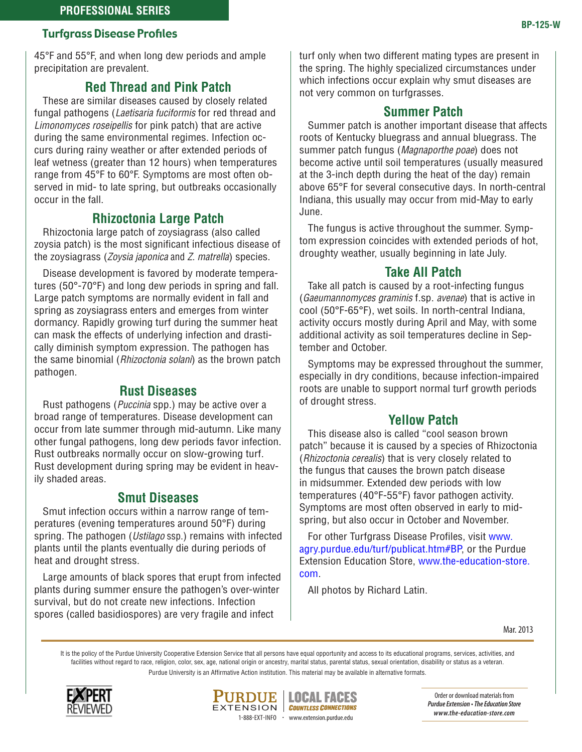45°F and 55°F, and when long dew periods and ample precipitation are prevalent.

## Red Thread and Pink Patch

These are similar diseases caused by closely related fungal pathogens (*Laetisaria fuciformis* for red thread and *Limonomyces roseipellis* for pink patch) that are active during the same environmental regimes. Infection occurs during rainy weather or after extended periods of leaf wetness (greater than 12 hours) when temperatures range from 45°F to 60°F. Symptoms are most often observed in mid- to late spring, but outbreaks occasionally occur in the fall.

## Rhizoctonia Large Patch

Rhizoctonia large patch of zoysiagrass (also called zoysia patch) is the most significant infectious disease of the zoysiagrass (*Zoysia japonica* and *Z. matrella*) species.

Disease development is favored by moderate temperatures (50°-70°F) and long dew periods in spring and fall. Large patch symptoms are normally evident in fall and spring as zoysiagrass enters and emerges from winter dormancy. Rapidly growing turf during the summer heat can mask the effects of underlying infection and drastically diminish symptom expression. The pathogen has the same binomial (*Rhizoctonia solani*) as the brown patch pathogen.

## Rust Diseases

Rust pathogens (*Puccinia* spp.) may be active over a broad range of temperatures. Disease development can occur from late summer through mid-autumn. Like many other fungal pathogens, long dew periods favor infection. Rust outbreaks normally occur on slow-growing turf. Rust development during spring may be evident in heavily shaded areas.

## Smut Diseases

Smut infection occurs within a narrow range of temperatures (evening temperatures around 50°F) during spring. The pathogen (*Ustilago* ssp.) remains with infected plants until the plants eventually die during periods of heat and drought stress.

Large amounts of black spores that erupt from infected plants during summer ensure the pathogen's over-winter survival, but do not create new infections. Infection spores (called basidiospores) are very fragile and infect turf only when two different mating types are present in the spring. The highly specialized circumstances under which infections occur explain why smut diseases are not very common on turfgrasses.

## Summer Patch

Summer patch is another important disease that affects roots of Kentucky bluegrass and annual bluegrass. The summer patch fungus (*Magnaporthe poae*) does not become active until soil temperatures (usually measured at the 3-inch depth during the heat of the day) remain above 65°F for several consecutive days. In north-central Indiana, this usually may occur from mid-May to early June.

The fungus is active throughout the summer. Symptom expression coincides with extended periods of hot, droughty weather, usually beginning in late July.

## Take All Patch

Take all patch is caused by a root-infecting fungus (*Gaeumannomyces graminis* f.sp. *avenae*) that is active in cool (50°F-65°F), wet soils. In north-central Indiana, activity occurs mostly during April and May, with some additional activity as soil temperatures decline in September and October.

Symptoms may be expressed throughout the summer, especially in dry conditions, because infection-impaired roots are unable to support normal turf growth periods of drought stress.

## Yellow Patch

This disease also is called "cool season brown patch" because it is caused by a species of Rhizoctonia (*Rhizoctonia cerealis*) that is very closely related to the fungus that causes the brown patch disease in midsummer. Extended dew periods with low temperatures (40°F-55°F) favor pathogen activity. Symptoms are most often observed in early to mid-spring, but also occur in October and November.

For other Turfgrass Disease Profiles, visit www.agry.purdue.edu/turf/publicat.htm#BP, or the Purdue Extension Education Store, www.the-education-store.com.

All photos by Richard Latin.

Mar. 2013

It is the policy of the Purdue University Cooperative Extension Service that all persons have equal opportunity and access to its educational programs, services, activities, and facilities without regard to race, religion, color, sex, age, national origin or ancestry, marital status, parental status, sexual orientation, disability or status as a veteran. Purdue University is an Affirmative Action institution. This material may be available in alternative formats.

EXPERT REVIEWED

PURDUE EXTENSION | LOCAL FACES COUNTLESS CONNECTIONS

1-888-EXT-INFO • www.extension.purdue.edu

Order or download materials from
*Purdue Extension • The Education Store*
*www.the-education-store.com*